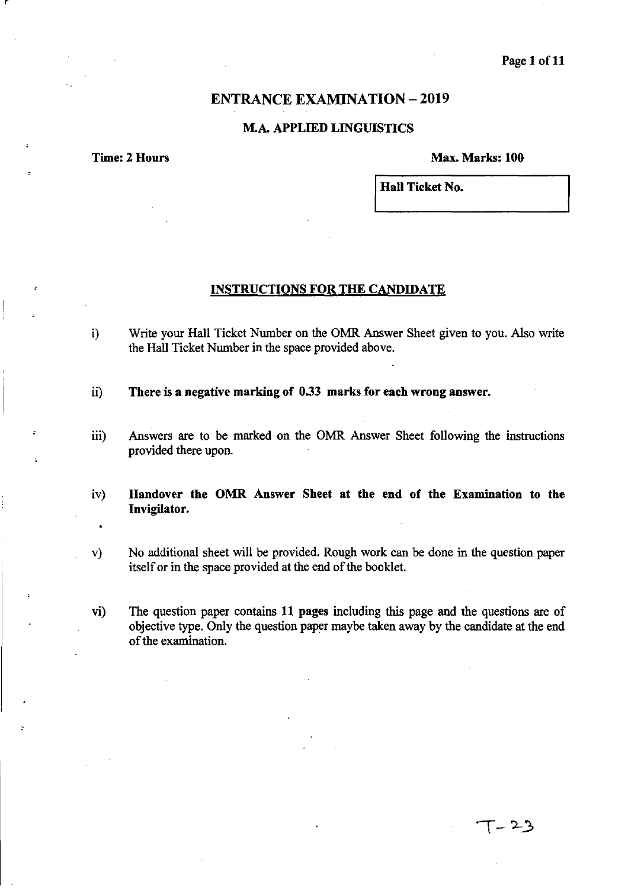# ENTRANCE EXAMINATION – 2019

## M.A. APPLIED LINGUISTICS

**Time: 2 Hours** **Max. Marks: 100**

| Hall Ticket No. |
|---|
| |

### INSTRUCTIONS FOR THE CANDIDATE

i) Write your Hall Ticket Number on the OMR Answer Sheet given to you. Also write the Hall Ticket Number in the space provided above.

ii) **There is a negative marking of 0.33 marks for each wrong answer.**

iii) Answers are to be marked on the OMR Answer Sheet following the instructions provided there upon.

iv) **Handover the OMR Answer Sheet at the end of the Examination to the Invigilator.**

v) No additional sheet will be provided. Rough work can be done in the question paper itself or in the space provided at the end of the booklet.

vi) The question paper contains **11 pages** including this page and the questions are of objective type. Only the question paper maybe taken away by the candidate at the end of the examination.

T-23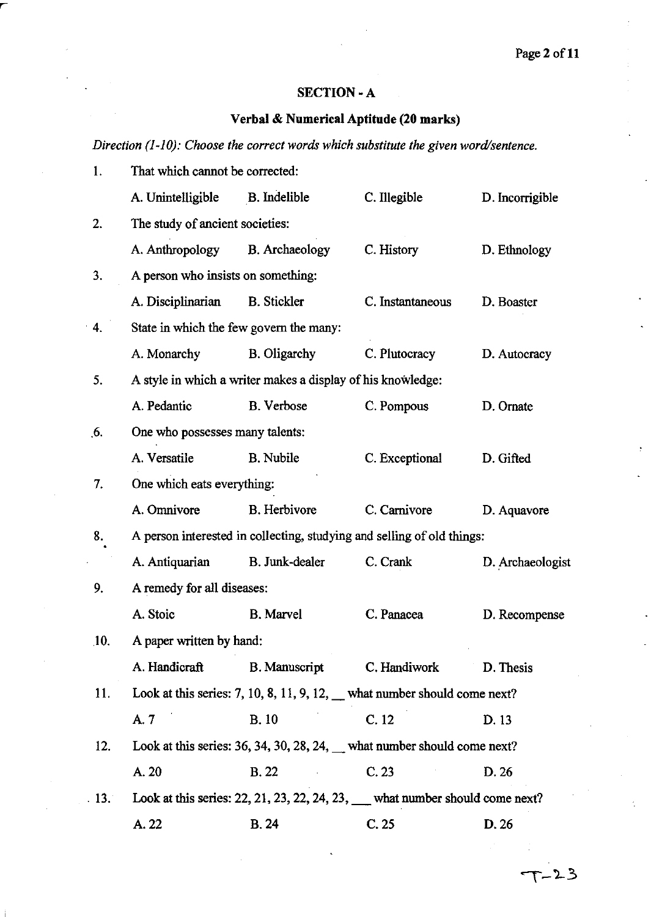## SECTION - A

### Verbal & Numerical Aptitude (20 marks)

*Direction (1-10): Choose the correct words which substitute the given word/sentence.*

1. That which cannot be corrected:

   A. Unintelligible   B. Indelible   C. Illegible   D. Incorrigible

2. The study of ancient societies:

   A. Anthropology   B. Archaeology   C. History   D. Ethnology

3. A person who insists on something:

   A. Disciplinarian   B. Stickler   C. Instantaneous   D. Boaster

4. State in which the few govern the many:

   A. Monarchy   B. Oligarchy   C. Plutocracy   D. Autocracy

5. A style in which a writer makes a display of his knowledge:

   A. Pedantic   B. Verbose   C. Pompous   D. Ornate

6. One who possesses many talents:

   A. Versatile   B. Nubile   C. Exceptional   D. Gifted

7. One which eats everything:

   A. Omnivore   B. Herbivore   C. Carnivore   D. Aquavore

8. A person interested in collecting, studying and selling of old things:

   A. Antiquarian   B. Junk-dealer   C. Crank   D. Archaeologist

9. A remedy for all diseases:

   A. Stoic   B. Marvel   C. Panacea   D. Recompense

10. A paper written by hand:

    A. Handicraft   B. Manuscript   C. Handiwork   D. Thesis

11. Look at this series: 7, 10, 8, 11, 9, 12, __ what number should come next?

    A. 7   B. 10   C. 12   D. 13

12. Look at this series: 36, 34, 30, 28, 24, __ what number should come next?

    A. 20   B. 22   C. 23   D. 26

13. Look at this series: 22, 21, 23, 22, 24, 23, ___ what number should come next?

    A. 22   B. 24   C. 25   D. 26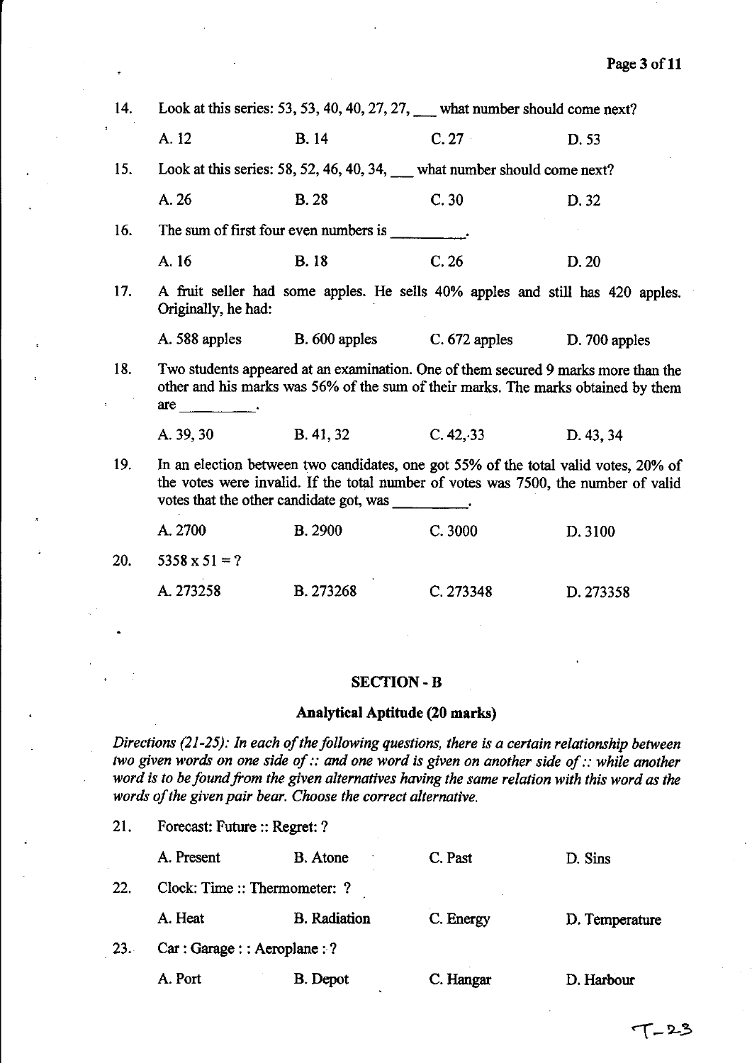14. Look at this series: 53, 53, 40, 40, 27, 27, ___ what number should come next?

    A. 12 B. 14 C. 27 D. 53

15. Look at this series: 58, 52, 46, 40, 34, ___ what number should come next?

    A. 26 B. 28 C. 30 D. 32

16. The sum of first four even numbers is _________.

    A. 16 B. 18 C. 26 D. 20

17. A fruit seller had some apples. He sells 40% apples and still has 420 apples. Originally, he had:

    A. 588 apples B. 600 apples C. 672 apples D. 700 apples

18. Two students appeared at an examination. One of them secured 9 marks more than the other and his marks was 56% of the sum of their marks. The marks obtained by them are _________.

    A. 39, 30 B. 41, 32 C. 42, 33 D. 43, 34

19. In an election between two candidates, one got 55% of the total valid votes, 20% of the votes were invalid. If the total number of votes was 7500, the number of valid votes that the other candidate got, was _________.

    A. 2700 B. 2900 C. 3000 D. 3100

20. 5358 x 51 = ?

    A. 273258 B. 273268 C. 273348 D. 273358

## SECTION - B

### Analytical Aptitude (20 marks)

*Directions (21-25): In each of the following questions, there is a certain relationship between two given words on one side of :: and one word is given on another side of :: while another word is to be found from the given alternatives having the same relation with this word as the words of the given pair bear. Choose the correct alternative.*

21. Forecast: Future :: Regret: ?

    A. Present B. Atone C. Past D. Sins

22. Clock: Time :: Thermometer: ?

    A. Heat B. Radiation C. Energy D. Temperature

23. Car : Garage : : Aeroplane : ?

    A. Port B. Depot C. Hangar D. Harbour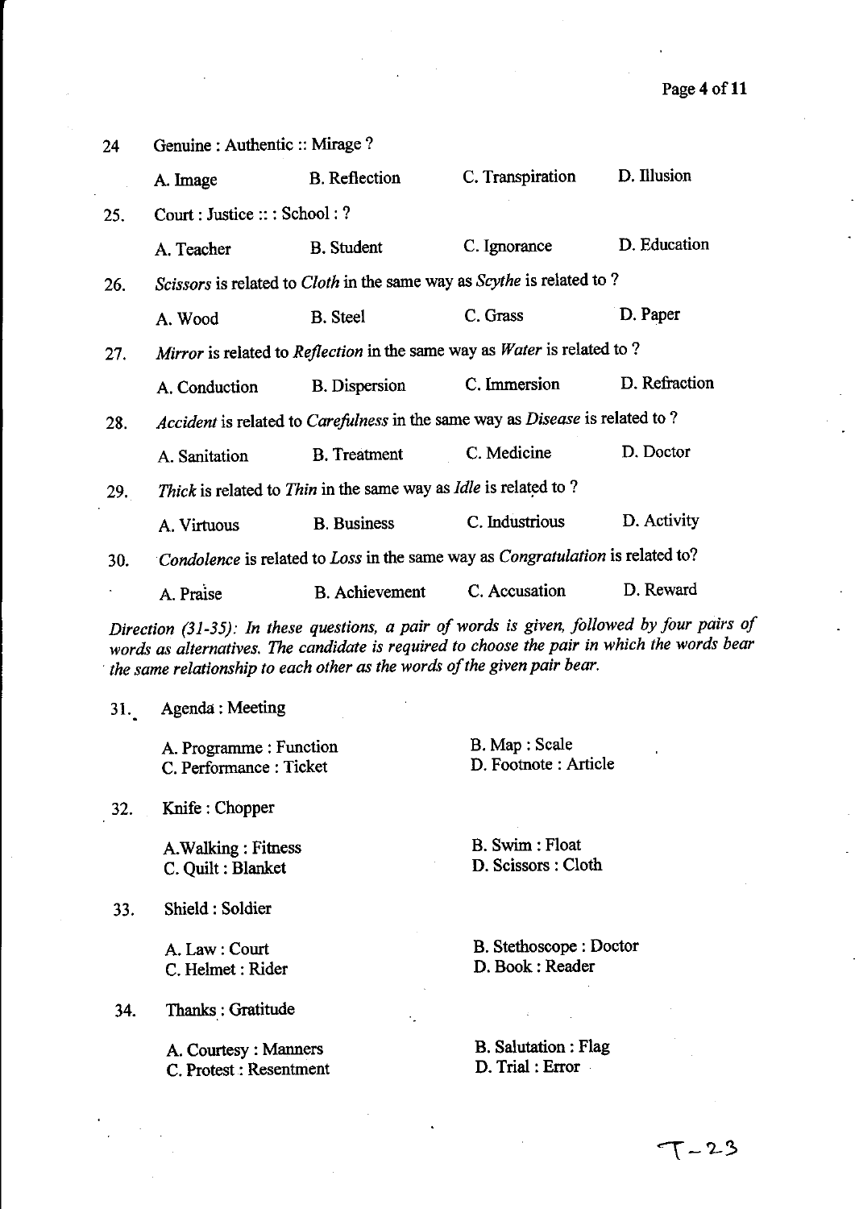24. Genuine : Authentic :: Mirage ?

A. Image B. Reflection C. Transpiration D. Illusion

25. Court : Justice :: : School : ?

A. Teacher B. Student C. Ignorance D. Education

26. *Scissors* is related to *Cloth* in the same way as *Scythe* is related to ?

A. Wood B. Steel C. Grass D. Paper

27. *Mirror* is related to *Reflection* in the same way as *Water* is related to ?

A. Conduction B. Dispersion C. Immersion D. Refraction

28. *Accident* is related to *Carefulness* in the same way as *Disease* is related to ?

A. Sanitation B. Treatment C. Medicine D. Doctor

29. *Thick* is related to *Thin* in the same way as *Idle* is related to ?

A. Virtuous B. Business C. Industrious D. Activity

30. *Condolence* is related to *Loss* in the same way as *Congratulation* is related to?

A. Praise B. Achievement C. Accusation D. Reward

*Direction (31-35): In these questions, a pair of words is given, followed by four pairs of words as alternatives. The candidate is required to choose the pair in which the words bear the same relationship to each other as the words of the given pair bear.*

31. Agenda : Meeting

A. Programme : Function
B. Map : Scale
C. Performance : Ticket
D. Footnote : Article

32. Knife : Chopper

A. Walking : Fitness
B. Swim : Float
C. Quilt : Blanket
D. Scissors : Cloth

33. Shield : Soldier

A. Law : Court
B. Stethoscope : Doctor
C. Helmet : Rider
D. Book : Reader

34. Thanks : Gratitude

A. Courtesy : Manners
B. Salutation : Flag
C. Protest : Resentment
D. Trial : Error

T-23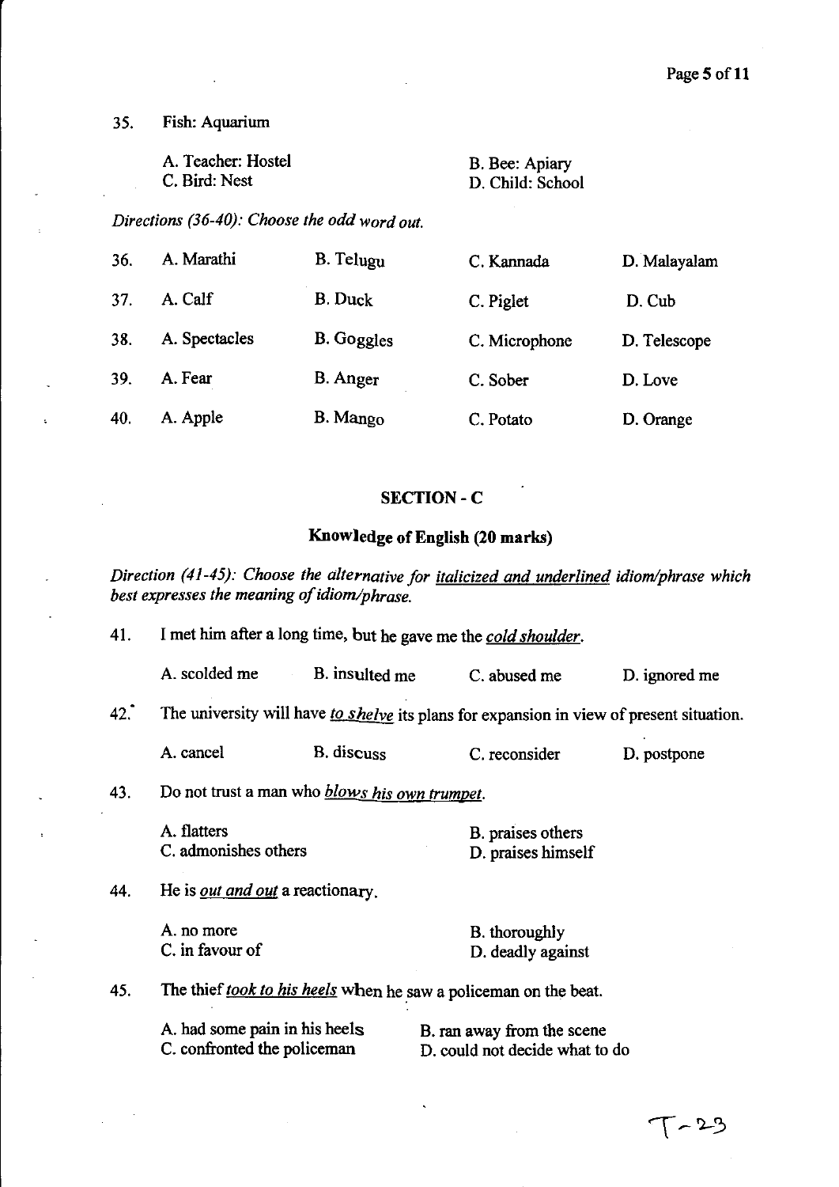35. Fish: Aquarium

A. Teacher: Hostel
B. Bee: Apiary
C. Bird: Nest
D. Child: School

*Directions (36-40): Choose the odd word out.*

36. A. Marathi B. Telugu C. Kannada D. Malayalam

37. A. Calf B. Duck C. Piglet D. Cub

38. A. Spectacles B. Goggles C. Microphone D. Telescope

39. A. Fear B. Anger C. Sober D. Love

40. A. Apple B. Mango C. Potato D. Orange

## SECTION - C

### Knowledge of English (20 marks)

*Direction (41-45): Choose the alternative for italicized and underlined idiom/phrase which best expresses the meaning of idiom/phrase.*

41. I met him after a long time, but he gave me the ***cold shoulder***.

A. scolded me B. insulted me C. abused me D. ignored me

42. The university will have ***to shelve*** its plans for expansion in view of present situation.

A. cancel B. discuss C. reconsider D. postpone

43. Do not trust a man who ***blows his own trumpet***.

A. flatters
B. praises others
C. admonishes others
D. praises himself

44. He is ***out and out*** a reactionary.

A. no more
B. thoroughly
C. in favour of
D. deadly against

45. The thief ***took to his heels*** when he saw a policeman on the beat.

A. had some pain in his heels
B. ran away from the scene
C. confronted the policeman
D. could not decide what to do

T-23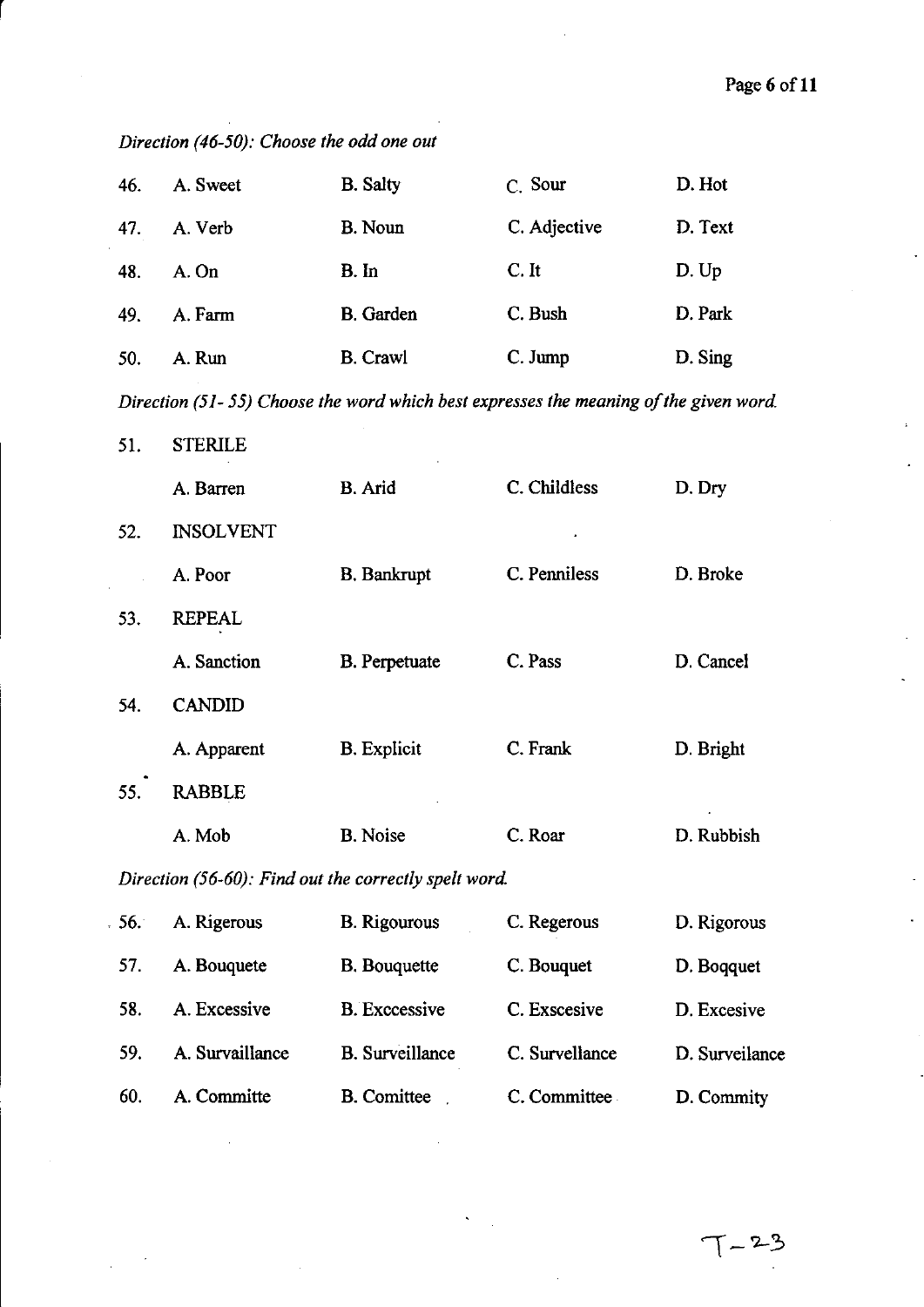*Direction (46-50): Choose the odd one out*

46. A. Sweet B. Salty C. Sour D. Hot

47. A. Verb B. Noun C. Adjective D. Text

48. A. On B. In C. It D. Up

49. A. Farm B. Garden C. Bush D. Park

50. A. Run B. Crawl C. Jump D. Sing

*Direction (51- 55) Choose the word which best expresses the meaning of the given word.*

51. STERILE

    A. Barren B. Arid C. Childless D. Dry

52. INSOLVENT

    A. Poor B. Bankrupt C. Penniless D. Broke

53. REPEAL

    A. Sanction B. Perpetuate C. Pass D. Cancel

54. CANDID

    A. Apparent B. Explicit C. Frank D. Bright

55. RABBLE

    A. Mob B. Noise C. Roar D. Rubbish

*Direction (56-60): Find out the correctly spelt word.*

56. A. Rigerous B. Rigourous C. Regerous D. Rigorous

57. A. Bouquete B. Bouquette C. Bouquet D. Boqquet

58. A. Excessive B. Exccessive C. Exscesive D. Excesive

59. A. Survaillance B. Surveillance C. Survellance D. Surveilance

60. A. Committe B. Comittee C. Committee D. Commity

T-23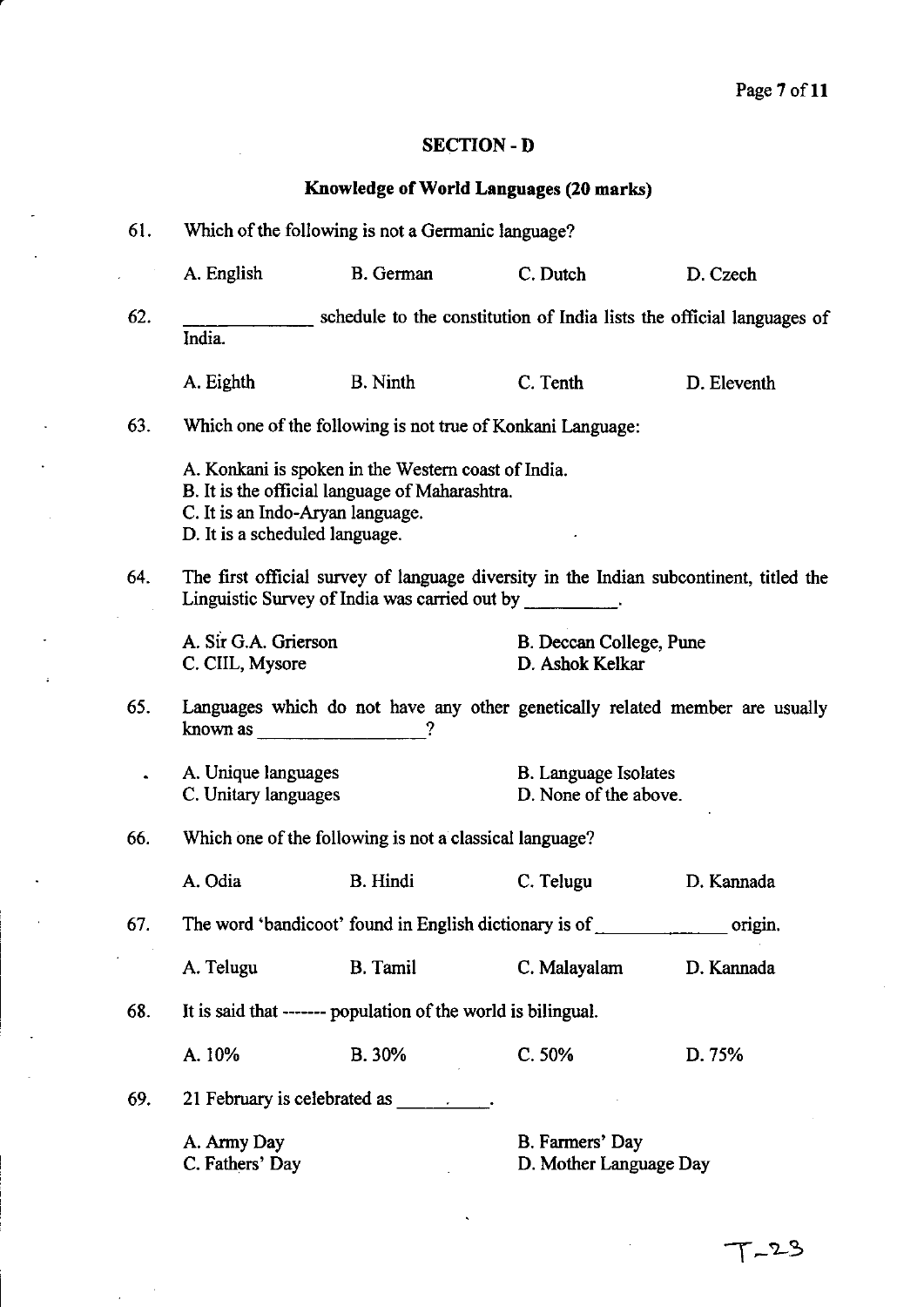## SECTION - D

### Knowledge of World Languages (20 marks)

61. Which of the following is not a Germanic language?

    A. English　　B. German　　C. Dutch　　D. Czech

62. _____________ schedule to the constitution of India lists the official languages of India.

    A. Eighth　　B. Ninth　　C. Tenth　　D. Eleventh

63. Which one of the following is not true of Konkani Language:

    A. Konkani is spoken in the Western coast of India.
    B. It is the official language of Maharashtra.
    C. It is an Indo-Aryan language.
    D. It is a scheduled language.

64. The first official survey of language diversity in the Indian subcontinent, titled the Linguistic Survey of India was carried out by _________.

    A. Sir G.A. Grierson　　B. Deccan College, Pune
    C. CIIL, Mysore　　D. Ashok Kelkar

65. Languages which do not have any other genetically related member are usually known as ________________?

    A. Unique languages　　B. Language Isolates
    C. Unitary languages　　D. None of the above.

66. Which one of the following is not a classical language?

    A. Odia　　B. Hindi　　C. Telugu　　D. Kannada

67. The word 'bandicoot' found in English dictionary is of _____________ origin.

    A. Telugu　　B. Tamil　　C. Malayalam　　D. Kannada

68. It is said that ------- population of the world is bilingual.

    A. 10%　　B. 30%　　C. 50%　　D. 75%

69. 21 February is celebrated as _________.

    A. Army Day　　B. Farmers' Day
    C. Fathers' Day　　D. Mother Language Day

T-23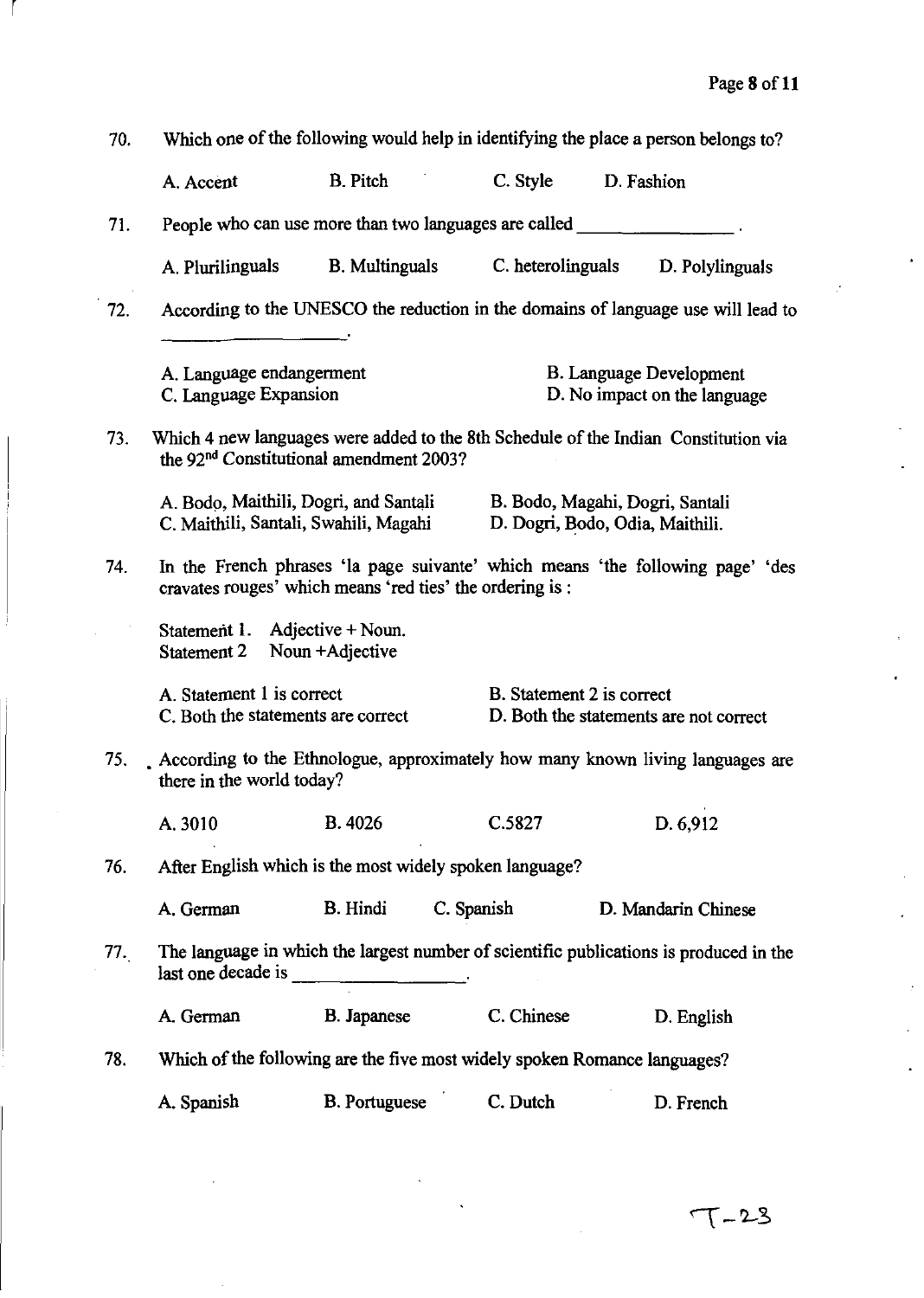70. Which one of the following would help in identifying the place a person belongs to?

A. Accent B. Pitch C. Style D. Fashion

71. People who can use more than two languages are called ________________.

A. Plurilinguals B. Multinguals C. heterolinguals D. Polylinguals

72. According to the UNESCO the reduction in the domains of language use will lead to ____________________.

A. Language endangerment
B. Language Development
C. Language Expansion
D. No impact on the language

73. Which 4 new languages were added to the 8th Schedule of the Indian Constitution via the 92nd Constitutional amendment 2003?

A. Bodo, Maithili, Dogri, and Santali
B. Bodo, Magahi, Dogri, Santali
C. Maithili, Santali, Swahili, Magahi
D. Dogri, Bodo, Odia, Maithili.

74. In the French phrases 'la page suivante' which means 'the following page' 'des cravates rouges' which means 'red ties' the ordering is :

Statement 1. Adjective + Noun.
Statement 2 Noun +Adjective

A. Statement 1 is correct
B. Statement 2 is correct
C. Both the statements are correct
D. Both the statements are not correct

75. According to the Ethnologue, approximately how many known living languages are there in the world today?

A. 3010 B. 4026 C.5827 D. 6,912

76. After English which is the most widely spoken language?

A. German B. Hindi C. Spanish D. Mandarin Chinese

77. The language in which the largest number of scientific publications is produced in the last one decade is ________________.

A. German B. Japanese C. Chinese D. English

78. Which of the following are the five most widely spoken Romance languages?

A. Spanish B. Portuguese C. Dutch D. French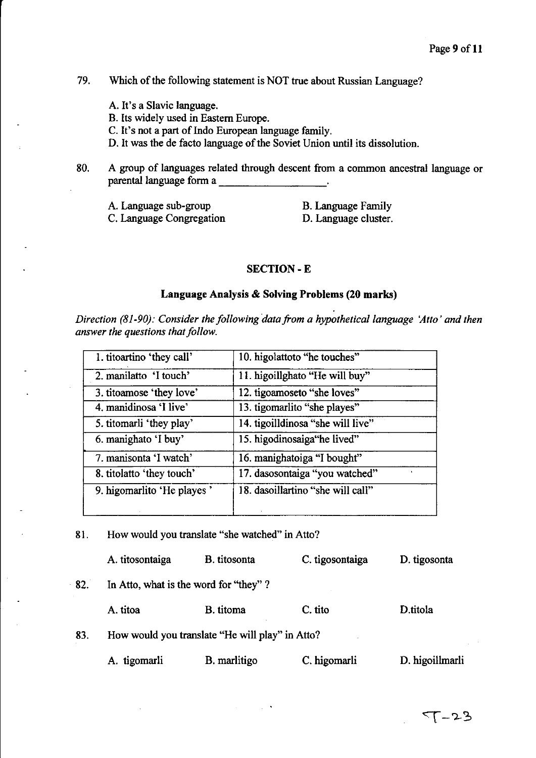79. Which of the following statement is NOT true about Russian Language?

A. It's a Slavic language.
B. Its widely used in Eastern Europe.
C. It's not a part of Indo European language family.
D. It was the de facto language of the Soviet Union until its dissolution.

80. A group of languages related through descent from a common ancestral language or parental language form a ___________________.

A. Language sub-group
B. Language Family
C. Language Congregation
D. Language cluster.

## SECTION - E

### Language Analysis & Solving Problems (20 marks)

*Direction (81-90): Consider the following data from a hypothetical language 'Atto' and then answer the questions that follow.*

| | |
|---|---|
| 1. titoartino 'they call' | 10. higolattoto "he touches" |
| 2. manilatto 'I touch' | 11. higoillghato "He will buy" |
| 3. titoamose 'they love' | 12. tigoamoseto "she loves" |
| 4. manidinosa 'I live' | 13. tigomarlito "she playes" |
| 5. titomarli 'they play' | 14. tigoilldinosa "she will live" |
| 6. manighato 'I buy' | 15. higodinosaiga"he lived" |
| 7. manisonta 'I watch' | 16. manighatoiga "I bought" |
| 8. titolatto 'they touch' | 17. dasosontaiga "you watched" |
| 9. higomarlito 'He playes ' | 18. dasoillartino "she will call" |

81. How would you translate "she watched" in Atto?

A. titosontaiga B. titosonta C. tigosontaiga D. tigosonta

82. In Atto, what is the word for "they" ?

A. titoa B. titoma C. tito D.titola

83. How would you translate "He will play" in Atto?

A. tigomarli B. marlitigo C. higomarli D. higoillmarli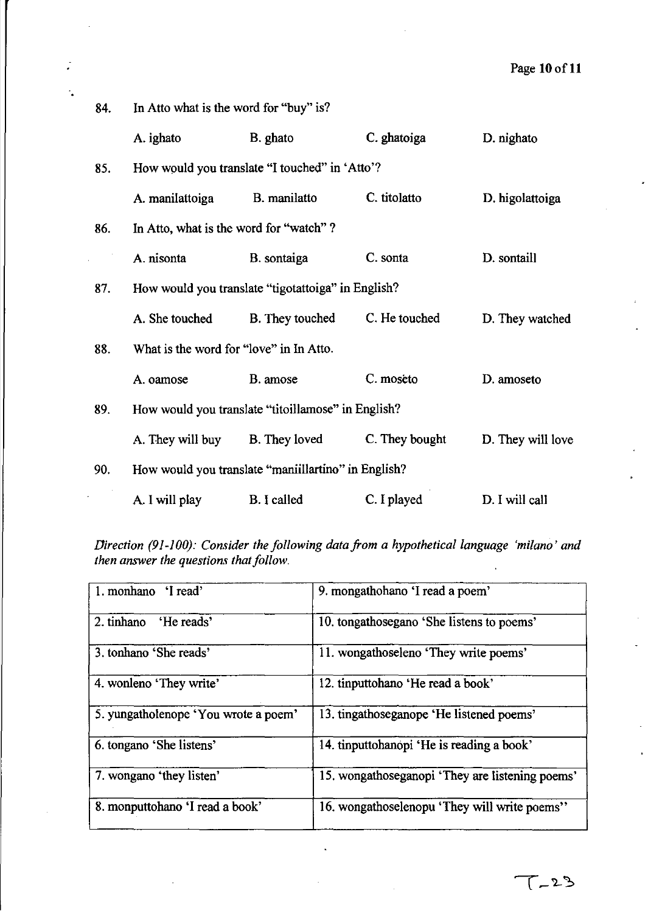84. In Atto what is the word for "buy" is?

A. ighato B. ghato C. ghatoiga D. nighato

85. How would you translate "I touched" in 'Atto'?

A. manilattoiga B. manilatto C. titolatto D. higolattoiga

86. In Atto, what is the word for "watch"?

A. nisonta B. sontaiga C. sonta D. sontaill

87. How would you translate "tigotattoiga" in English?

A. She touched B. They touched C. He touched D. They watched

88. What is the word for "love" in In Atto.

A. oamose B. amose C. moseto D. amoseto

89. How would you translate "titoillamose" in English?

A. They will buy B. They loved C. They bought D. They will love

90. How would you translate "maniillartino" in English?

A. I will play B. I called C. I played D. I will call

*Direction (91-100): Consider the following data from a hypothetical language 'milano' and then answer the questions that follow.*

| | |
|---|---|
| 1. monhano 'I read' | 9. mongathohano 'I read a poem' |
| 2. tinhano 'He reads' | 10. tongathosegano 'She listens to poems' |
| 3. tonhano 'She reads' | 11. wongathoseleno 'They write poems' |
| 4. wonleno 'They write' | 12. tinputtohano 'He read a book' |
| 5. yungatholenope 'You wrote a poem' | 13. tingathoseganope 'He listened poems' |
| 6. tongano 'She listens' | 14. tinputtohanopi 'He is reading a book' |
| 7. wongano 'they listen' | 15. wongathoseganopi 'They are listening poems' |
| 8. monputtohano 'I read a book' | 16. wongathoselenopu 'They will write poems'' |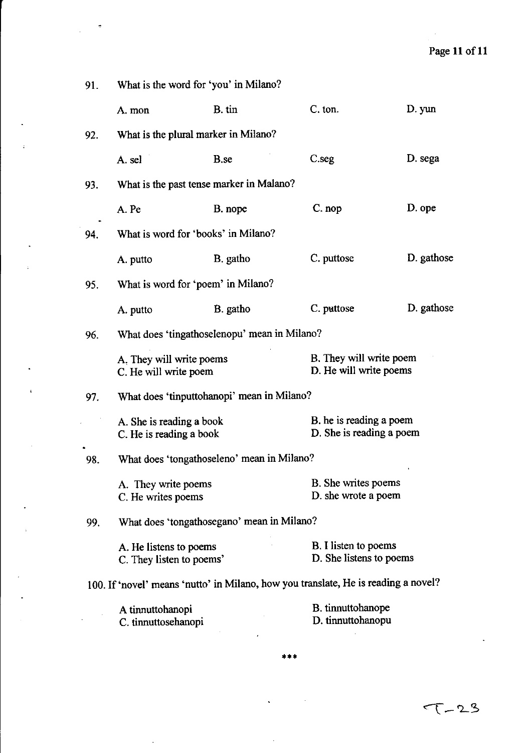91. What is the word for 'you' in Milano?

A. mon B. tin C. ton. D. yun

92. What is the plural marker in Milano?

A. sel B.se C.seg D. sega

93. What is the past tense marker in Malano?

A. Pe B. nope C. nop D. ope

94. What is word for 'books' in Milano?

A. putto B. gatho C. puttose D. gathose

95. What is word for 'poem' in Milano?

A. putto B. gatho C. puttose D. gathose

96. What does 'tingathoselenopu' mean in Milano?

A. They will write poems
B. They will write poem
C. He will write poem
D. He will write poems

97. What does 'tinputtohanopi' mean in Milano?

A. She is reading a book
B. he is reading a poem
C. He is reading a book
D. She is reading a poem

98. What does 'tongathoseleno' mean in Milano?

A. They write poems
B. She writes poems
C. He writes poems
D. she wrote a poem

99. What does 'tongathosegano' mean in Milano?

A. He listens to poems
B. I listen to poems
C. They listen to poems'
D. She listens to poems

100. If 'novel' means 'nutto' in Milano, how you translate, He is reading a novel?

A tinnuttohanopi
B. tinnuttohanope
C. tinnuttosehanopi
D. tinnuttohanopu

\*\*\*

T-23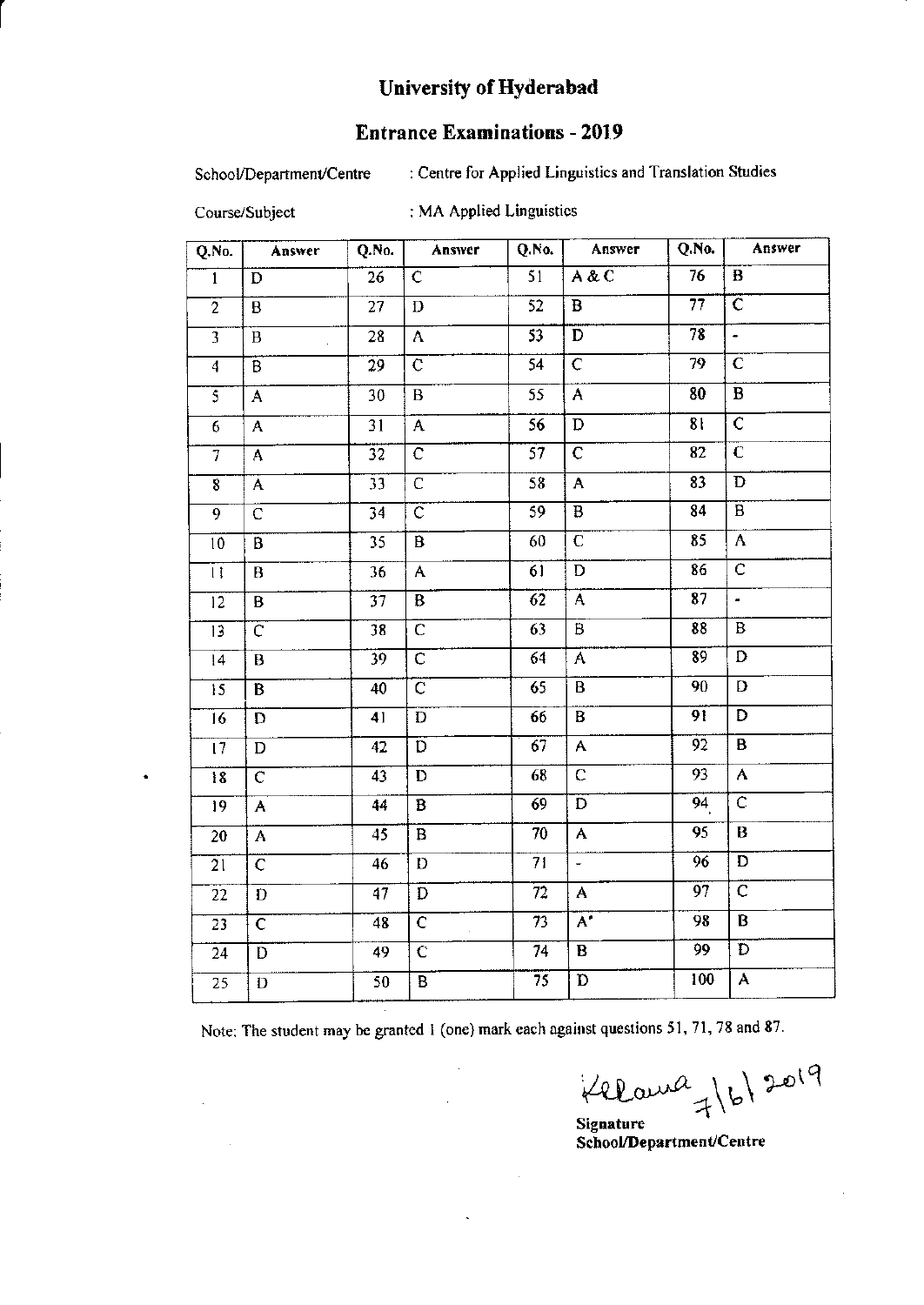# University of Hyderabad

## Entrance Examinations - 2019

School/Department/Centre : Centre for Applied Linguistics and Translation Studies

Course/Subject : MA Applied Linguistics

| Q.No. | Answer | Q.No. | Answer | Q.No. | Answer | Q.No. | Answer |
|---|---|---|---|---|---|---|---|
| 1 | D | 26 | C | 51 | A & C | 76 | B |
| 2 | B | 27 | D | 52 | B | 77 | C |
| 3 | B | 28 | A | 53 | D | 78 | - |
| 4 | B | 29 | C | 54 | C | 79 | C |
| 5 | A | 30 | B | 55 | A | 80 | B |
| 6 | A | 31 | A | 56 | D | 81 | C |
| 7 | A | 32 | C | 57 | C | 82 | C |
| 8 | A | 33 | C | 58 | A | 83 | D |
| 9 | C | 34 | C | 59 | B | 84 | B |
| 10 | B | 35 | B | 60 | C | 85 | A |
| 11 | B | 36 | A | 61 | D | 86 | C |
| 12 | B | 37 | B | 62 | A | 87 | - |
| 13 | C | 38 | C | 63 | B | 88 | B |
| 14 | B | 39 | C | 64 | A | 89 | D |
| 15 | B | 40 | C | 65 | B | 90 | D |
| 16 | D | 41 | D | 66 | B | 91 | D |
| 17 | D | 42 | D | 67 | A | 92 | B |
| 18 | C | 43 | D | 68 | C | 93 | A |
| 19 | A | 44 | B | 69 | D | 94 | C |
| 20 | A | 45 | B | 70 | A | 95 | B |
| 21 | C | 46 | D | 71 | - | 96 | D |
| 22 | D | 47 | D | 72 | A | 97 | C |
| 23 | C | 48 | C | 73 | A* | 98 | B |
| 24 | D | 49 | C | 74 | B | 99 | D |
| 25 | D | 50 | B | 75 | D | 100 | A |

Note: The student may be granted 1 (one) mark each against questions 51, 71, 78 and 87.

Kelama 7/6/2019

**Signature**
**School/Department/Centre**